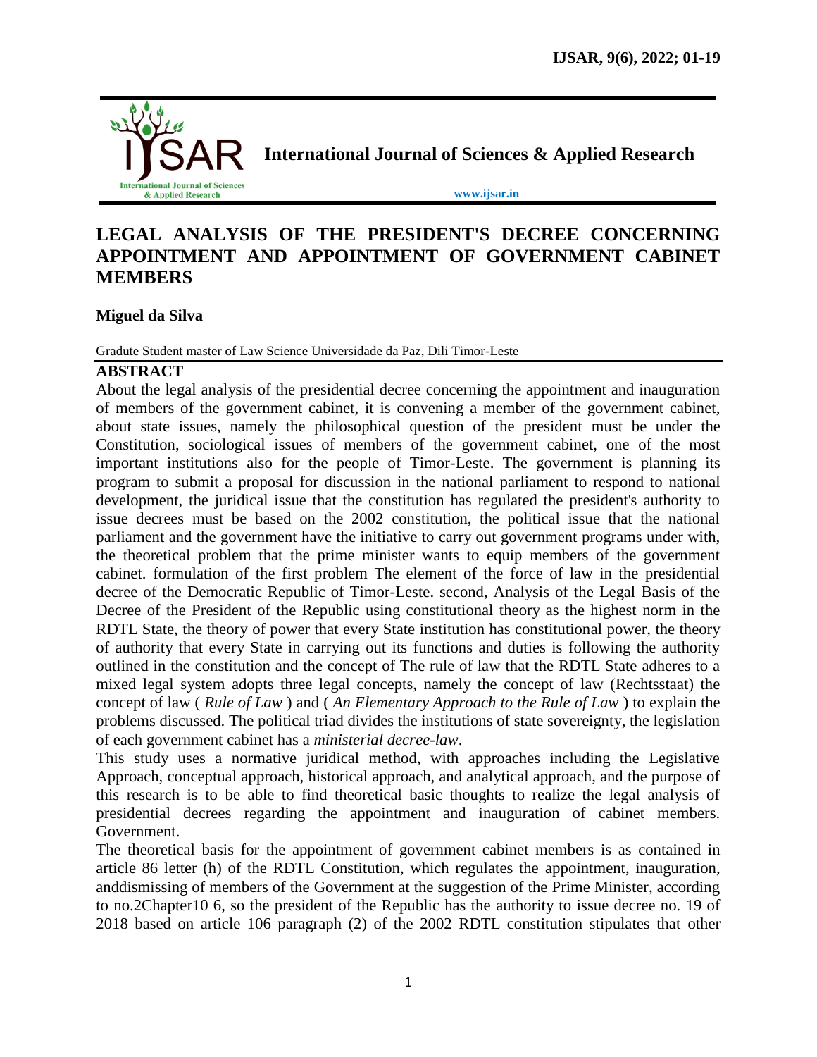**International Journal of Sciences & Applied Research**

**www.ijsar.in**

# LEGAL ANALYSIS OF THE PRESIDENT'S DECREE CONCERNING APPOINTMENT AND APPOINTMENT OF GOVERNMENT CABINET MEMBERS

**Miguel da Silva**

Gradute Student master of Law Science Universidade da Paz, Dili Timor-Leste

## ABSTRACT

About the legal analysis of the presidential decree concerning the appointment and inauguration of members of the government cabinet, it is convening a member of the government cabinet, about state issues, namely the philosophical question of the president must be under the Constitution, sociological issues of members of the government cabinet, one of the most important institutions also for the people of Timor-Leste. The government is planning its program to submit a proposal for discussion in the national parliament to respond to national development, the juridical issue that the constitution has regulated the president's authority to issue decrees must be based on the 2002 constitution, the political issue that the national parliament and the government have the initiative to carry out government programs under with, the theoretical problem that the prime minister wants to equip members of the government cabinet. formulation of the first problem The element of the force of law in the presidential decree of the Democratic Republic of Timor-Leste. second, Analysis of the Legal Basis of the Decree of the President of the Republic using constitutional theory as the highest norm in the RDTL State, the theory of power that every State institution has constitutional power, the theory of authority that every State in carrying out its functions and duties is following the authority outlined in the constitution and the concept of The rule of law that the RDTL State adheres to a mixed legal system adopts three legal concepts, namely the concept of law (Rechtsstaat) the concept of law ( *Rule of Law* ) and ( *An Elementary Approach to the Rule of Law* ) to explain the problems discussed. The political triad divides the institutions of state sovereignty, the legislation of each government cabinet has a *ministerial decree-law*.

This study uses a normative juridical method, with approaches including the Legislative Approach, conceptual approach, historical approach, and analytical approach, and the purpose of this research is to be able to find theoretical basic thoughts to realize the legal analysis of presidential decrees regarding the appointment and inauguration of cabinet members. Government.

The theoretical basis for the appointment of government cabinet members is as contained in article 86 letter (h) of the RDTL Constitution, which regulates the appointment, inauguration, anddismissing of members of the Government at the suggestion of the Prime Minister, according to no.2Chapter10 6, so the president of the Republic has the authority to issue decree no. 19 of 2018 based on article 106 paragraph (2) of the 2002 RDTL constitution stipulates that other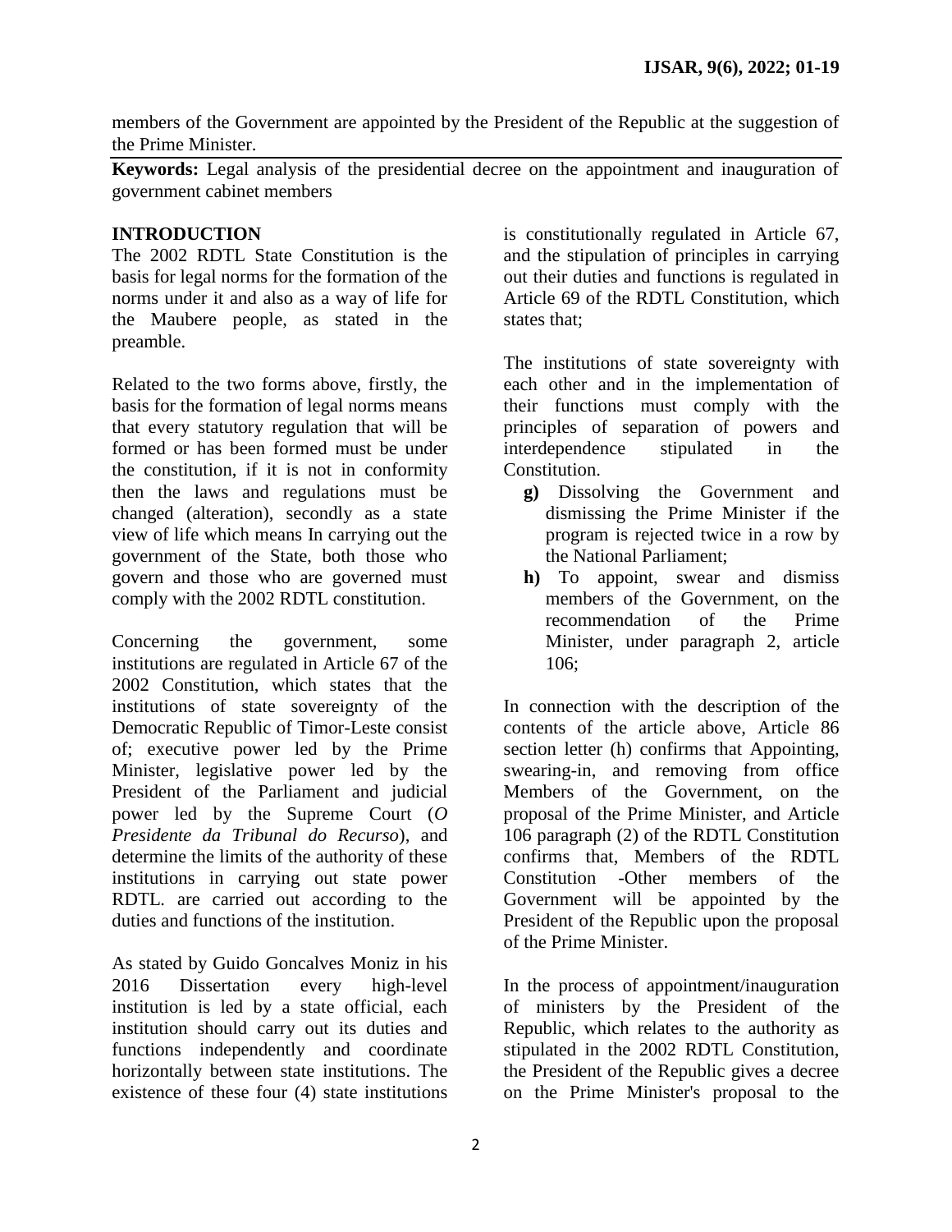members of the Government are appointed by the President of the Republic at the suggestion of the Prime Minister.

**Keywords:** Legal analysis of the presidential decree on the appointment and inauguration of government cabinet members

## INTRODUCTION

The 2002 RDTL State Constitution is the basis for legal norms for the formation of the norms under it and also as a way of life for the Maubere people, as stated in the preamble.

Related to the two forms above, firstly, the basis for the formation of legal norms means that every statutory regulation that will be formed or has been formed must be under the constitution, if it is not in conformity then the laws and regulations must be changed (alteration), secondly as a state view of life which means In carrying out the government of the State, both those who govern and those who are governed must comply with the 2002 RDTL constitution.

Concerning the government, some institutions are regulated in Article 67 of the 2002 Constitution, which states that the institutions of state sovereignty of the Democratic Republic of Timor-Leste consist of; executive power led by the Prime Minister, legislative power led by the President of the Parliament and judicial power led by the Supreme Court (*O Presidente da Tribunal do Recurso*), and determine the limits of the authority of these institutions in carrying out state power RDTL. are carried out according to the duties and functions of the institution.

As stated by Guido Goncalves Moniz in his 2016 Dissertation every high-level institution is led by a state official, each institution should carry out its duties and functions independently and coordinate horizontally between state institutions. The existence of these four (4) state institutions is constitutionally regulated in Article 67, and the stipulation of principles in carrying out their duties and functions is regulated in Article 69 of the RDTL Constitution, which states that;

The institutions of state sovereignty with each other and in the implementation of their functions must comply with the principles of separation of powers and interdependence stipulated in the Constitution.

- **g)** Dissolving the Government and dismissing the Prime Minister if the program is rejected twice in a row by the National Parliament;
- **h)** To appoint, swear and dismiss members of the Government, on the recommendation of the Prime Minister, under paragraph 2, article 106;

In connection with the description of the contents of the article above, Article 86 section letter (h) confirms that Appointing, swearing-in, and removing from office Members of the Government, on the proposal of the Prime Minister, and Article 106 paragraph (2) of the RDTL Constitution confirms that, Members of the RDTL Constitution -Other members of the Government will be appointed by the President of the Republic upon the proposal of the Prime Minister.

In the process of appointment/inauguration of ministers by the President of the Republic, which relates to the authority as stipulated in the 2002 RDTL Constitution, the President of the Republic gives a decree on the Prime Minister's proposal to the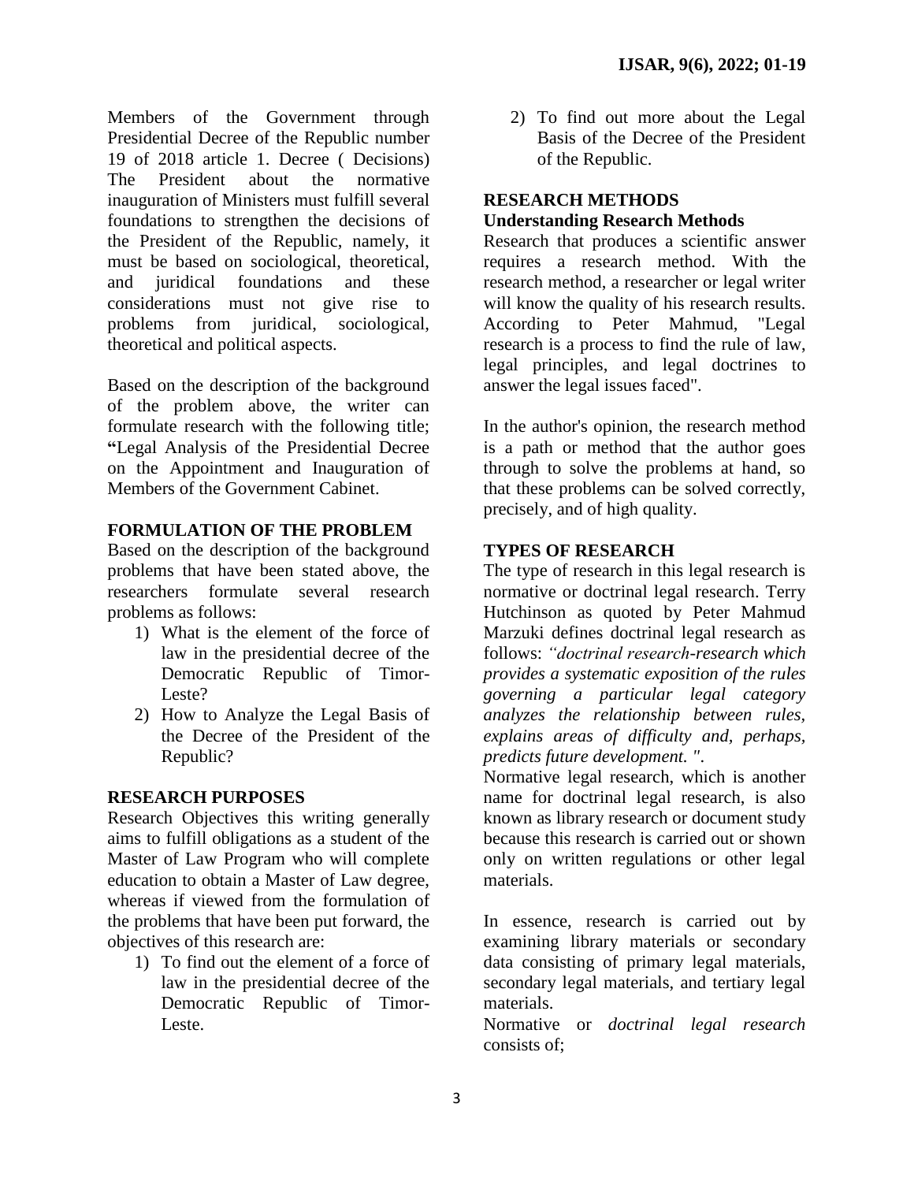Members of the Government through Presidential Decree of the Republic number 19 of 2018 article 1. Decree ( Decisions) The President about the normative inauguration of Ministers must fulfill several foundations to strengthen the decisions of the President of the Republic, namely, it must be based on sociological, theoretical, and juridical foundations and these considerations must not give rise to problems from juridical, sociological, theoretical and political aspects.

Based on the description of the background of the problem above, the writer can formulate research with the following title; **"**Legal Analysis of the Presidential Decree on the Appointment and Inauguration of Members of the Government Cabinet.

## FORMULATION OF THE PROBLEM

Based on the description of the background problems that have been stated above, the researchers formulate several research problems as follows:

1) What is the element of the force of law in the presidential decree of the Democratic Republic of Timor-Leste?
2) How to Analyze the Legal Basis of the Decree of the President of the Republic?

## RESEARCH PURPOSES

Research Objectives this writing generally aims to fulfill obligations as a student of the Master of Law Program who will complete education to obtain a Master of Law degree, whereas if viewed from the formulation of the problems that have been put forward, the objectives of this research are:

1) To find out the element of a force of law in the presidential decree of the Democratic Republic of Timor-Leste.
2) To find out more about the Legal Basis of the Decree of the President of the Republic.

## RESEARCH METHODS

### Understanding Research Methods

Research that produces a scientific answer requires a research method. With the research method, a researcher or legal writer will know the quality of his research results. According to Peter Mahmud, "Legal research is a process to find the rule of law, legal principles, and legal doctrines to answer the legal issues faced".

In the author's opinion, the research method is a path or method that the author goes through to solve the problems at hand, so that these problems can be solved correctly, precisely, and of high quality.

## TYPES OF RESEARCH

The type of research in this legal research is normative or doctrinal legal research. Terry Hutchinson as quoted by Peter Mahmud Marzuki defines doctrinal legal research as follows: *"doctrinal research-research which provides a systematic exposition of the rules governing a particular legal category analyzes the relationship between rules, explains areas of difficulty and, perhaps, predicts future development. "*.

Normative legal research, which is another name for doctrinal legal research, is also known as library research or document study because this research is carried out or shown only on written regulations or other legal materials.

In essence, research is carried out by examining library materials or secondary data consisting of primary legal materials, secondary legal materials, and tertiary legal materials.

Normative or *doctrinal legal research* consists of;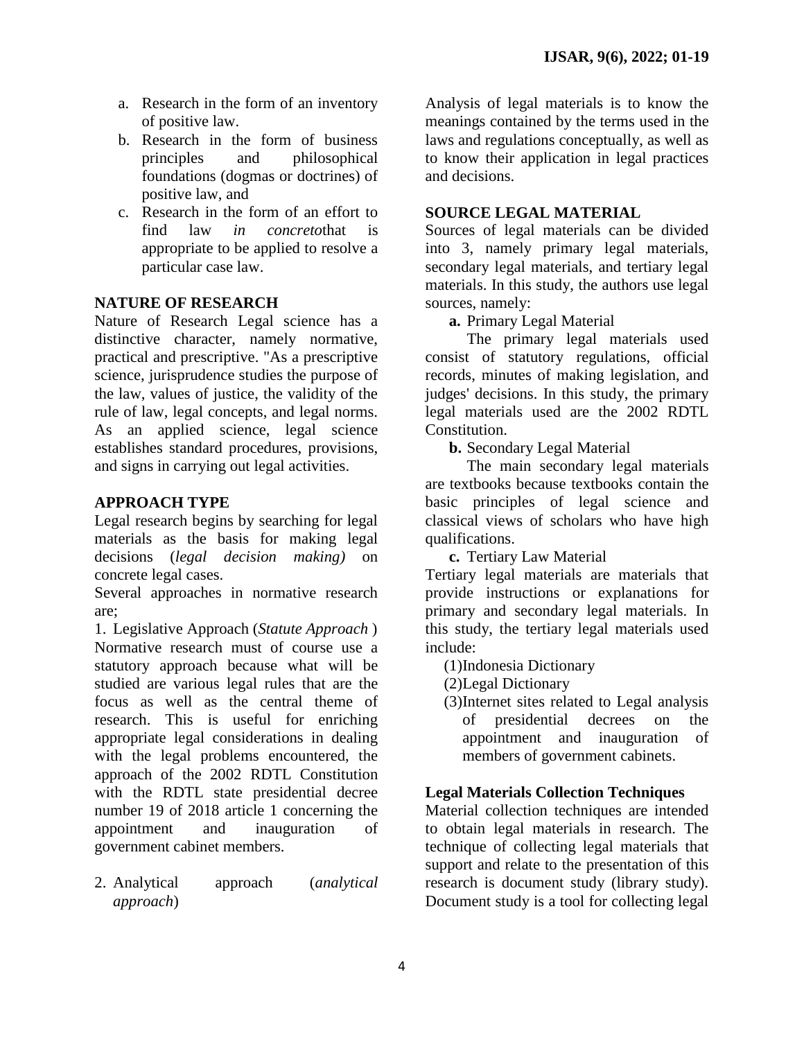a. Research in the form of an inventory of positive law.
b. Research in the form of business principles and philosophical foundations (dogmas or doctrines) of positive law, and
c. Research in the form of an effort to find law *in concreto*that is appropriate to be applied to resolve a particular case law.

## NATURE OF RESEARCH

Nature of Research Legal science has a distinctive character, namely normative, practical and prescriptive. "As a prescriptive science, jurisprudence studies the purpose of the law, values of justice, the validity of the rule of law, legal concepts, and legal norms. As an applied science, legal science establishes standard procedures, provisions, and signs in carrying out legal activities.

## APPROACH TYPE

Legal research begins by searching for legal materials as the basis for making legal decisions (*legal decision making)* on concrete legal cases.

Several approaches in normative research are;

1. Legislative Approach (*Statute Approach* )
Normative research must of course use a statutory approach because what will be studied are various legal rules that are the focus as well as the central theme of research. This is useful for enriching appropriate legal considerations in dealing with the legal problems encountered, the approach of the 2002 RDTL Constitution with the RDTL state presidential decree number 19 of 2018 article 1 concerning the appointment and inauguration of government cabinet members.

2. Analytical approach (*analytical approach*)

Analysis of legal materials is to know the meanings contained by the terms used in the laws and regulations conceptually, as well as to know their application in legal practices and decisions.

## SOURCE LEGAL MATERIAL

Sources of legal materials can be divided into 3, namely primary legal materials, secondary legal materials, and tertiary legal materials. In this study, the authors use legal sources, namely:

**a.** Primary Legal Material

The primary legal materials used consist of statutory regulations, official records, minutes of making legislation, and judges' decisions. In this study, the primary legal materials used are the 2002 RDTL Constitution.

**b.** Secondary Legal Material

The main secondary legal materials are textbooks because textbooks contain the basic principles of legal science and classical views of scholars who have high qualifications.

**c.** Tertiary Law Material

Tertiary legal materials are materials that provide instructions or explanations for primary and secondary legal materials. In this study, the tertiary legal materials used include:

(1)Indonesia Dictionary
(2)Legal Dictionary
(3)Internet sites related to Legal analysis of presidential decrees on the appointment and inauguration of members of government cabinets.

### Legal Materials Collection Techniques

Material collection techniques are intended to obtain legal materials in research. The technique of collecting legal materials that support and relate to the presentation of this research is document study (library study). Document study is a tool for collecting legal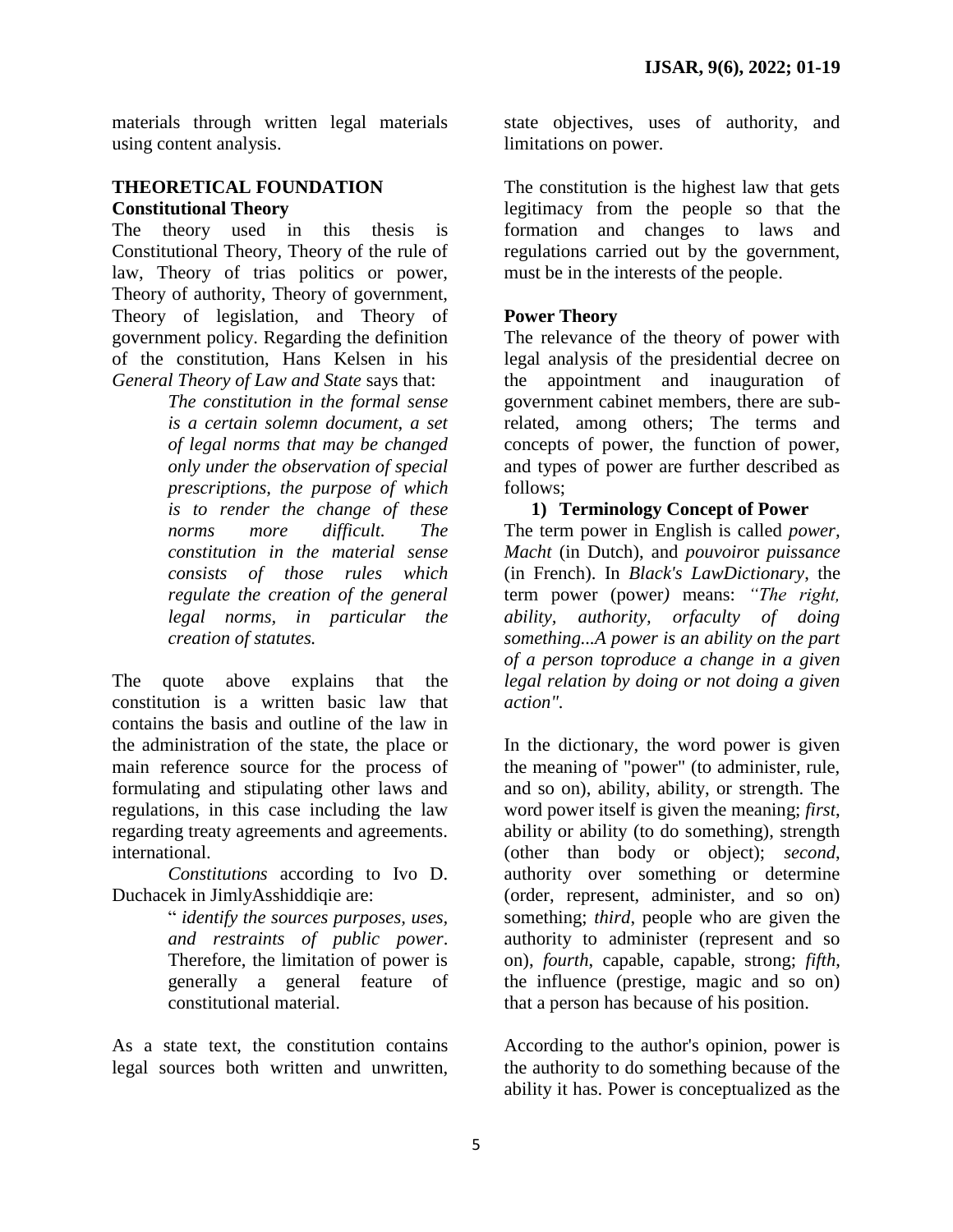materials through written legal materials using content analysis.

## THEORETICAL FOUNDATION

### Constitutional Theory

The theory used in this thesis is Constitutional Theory, Theory of the rule of law, Theory of trias politics or power, Theory of authority, Theory of government, Theory of legislation, and Theory of government policy. Regarding the definition of the constitution, Hans Kelsen in his *General Theory of Law and State* says that:

> *The constitution in the formal sense is a certain solemn document, a set of legal norms that may be changed only under the observation of special prescriptions, the purpose of which is to render the change of these norms more difficult. The constitution in the material sense consists of those rules which regulate the creation of the general legal norms, in particular the creation of statutes.*

The quote above explains that the constitution is a written basic law that contains the basis and outline of the law in the administration of the state, the place or main reference source for the process of formulating and stipulating other laws and regulations, in this case including the law regarding treaty agreements and agreements. international.

*Constitutions* according to Ivo D. Duchacek in JimlyAsshiddiqie are:

> " *identify the sources purposes, uses, and restraints of public power*. Therefore, the limitation of power is generally a general feature of constitutional material.

As a state text, the constitution contains legal sources both written and unwritten, state objectives, uses of authority, and limitations on power.

The constitution is the highest law that gets legitimacy from the people so that the formation and changes to laws and regulations carried out by the government, must be in the interests of the people.

### Power Theory

The relevance of the theory of power with legal analysis of the presidential decree on the appointment and inauguration of government cabinet members, there are sub-related, among others; The terms and concepts of power, the function of power, and types of power are further described as follows;

**1) Terminology Concept of Power**

The term power in English is called *power*, *Macht* (in Dutch), and *pouvoir*or *puissance* (in French). In *Black's LawDictionary*, the term power (power*)* means: *"The right, ability, authority, orfaculty of doing something...A power is an ability on the part of a person toproduce a change in a given legal relation by doing or not doing a given action".*

In the dictionary, the word power is given the meaning of "power" (to administer, rule, and so on), ability, ability, or strength. The word power itself is given the meaning; *first*, ability or ability (to do something), strength (other than body or object); *second*, authority over something or determine (order, represent, administer, and so on) something; *third*, people who are given the authority to administer (represent and so on), *fourth*, capable, capable, strong; *fifth*, the influence (prestige, magic and so on) that a person has because of his position.

According to the author's opinion, power is the authority to do something because of the ability it has. Power is conceptualized as the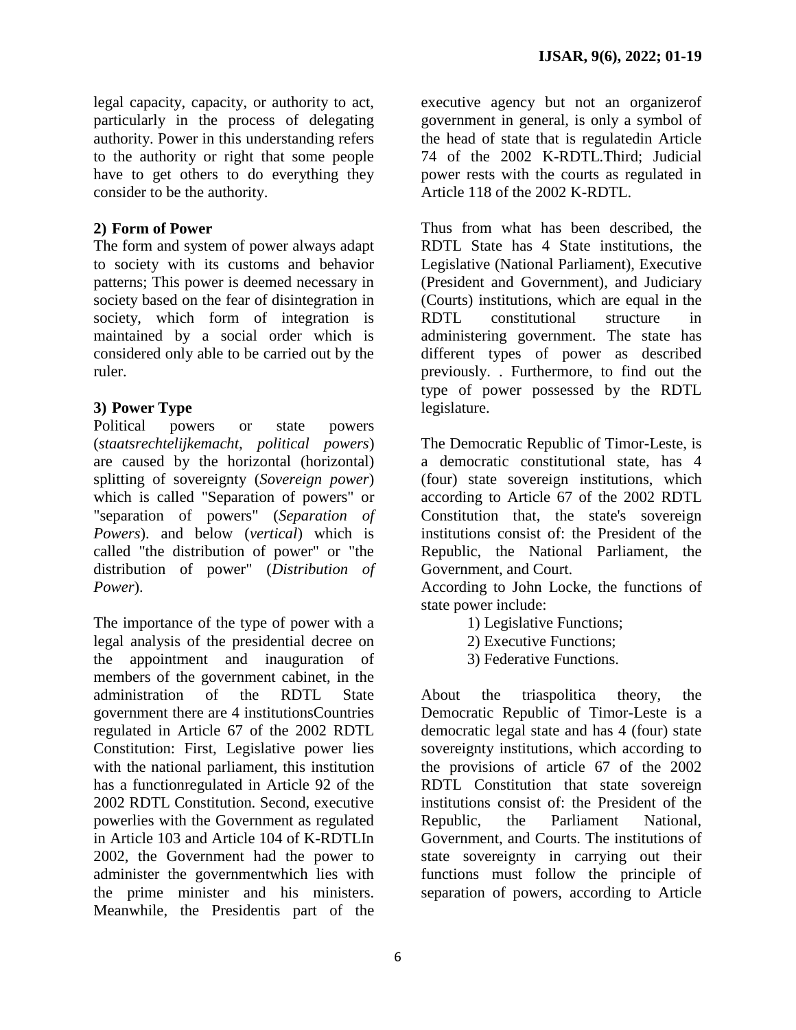legal capacity, capacity, or authority to act, particularly in the process of delegating authority. Power in this understanding refers to the authority or right that some people have to get others to do everything they consider to be the authority.

**2) Form of Power**

The form and system of power always adapt to society with its customs and behavior patterns; This power is deemed necessary in society based on the fear of disintegration in society, which form of integration is maintained by a social order which is considered only able to be carried out by the ruler.

**3) Power Type**

Political powers or state powers (*staatsrechtelijkemacht, political powers*) are caused by the horizontal (horizontal) splitting of sovereignty (*Sovereign power*) which is called "Separation of powers" or "separation of powers" (*Separation of Powers*). and below (*vertical*) which is called "the distribution of power" or "the distribution of power" (*Distribution of Power*).

The importance of the type of power with a legal analysis of the presidential decree on the appointment and inauguration of members of the government cabinet, in the administration of the RDTL State government there are 4 institutionsCountries regulated in Article 67 of the 2002 RDTL Constitution: First, Legislative power lies with the national parliament, this institution has a functionregulated in Article 92 of the 2002 RDTL Constitution. Second, executive powerlies with the Government as regulated in Article 103 and Article 104 of K-RDTLIn 2002, the Government had the power to administer the governmentwhich lies with the prime minister and his ministers. Meanwhile, the Presidentis part of the executive agency but not an organizerof government in general, is only a symbol of the head of state that is regulatedin Article 74 of the 2002 K-RDTL.Third; Judicial power rests with the courts as regulated in Article 118 of the 2002 K-RDTL.

Thus from what has been described, the RDTL State has 4 State institutions, the Legislative (National Parliament), Executive (President and Government), and Judiciary (Courts) institutions, which are equal in the RDTL constitutional structure in administering government. The state has different types of power as described previously. . Furthermore, to find out the type of power possessed by the RDTL legislature.

The Democratic Republic of Timor-Leste, is a democratic constitutional state, has 4 (four) state sovereign institutions, which according to Article 67 of the 2002 RDTL Constitution that, the state's sovereign institutions consist of: the President of the Republic, the National Parliament, the Government, and Court.

According to John Locke, the functions of state power include:

1) Legislative Functions;
2) Executive Functions;
3) Federative Functions.

About the triaspolitica theory, the Democratic Republic of Timor-Leste is a democratic legal state and has 4 (four) state sovereignty institutions, which according to the provisions of article 67 of the 2002 RDTL Constitution that state sovereign institutions consist of: the President of the Republic, the Parliament National, Government, and Courts. The institutions of state sovereignty in carrying out their functions must follow the principle of separation of powers, according to Article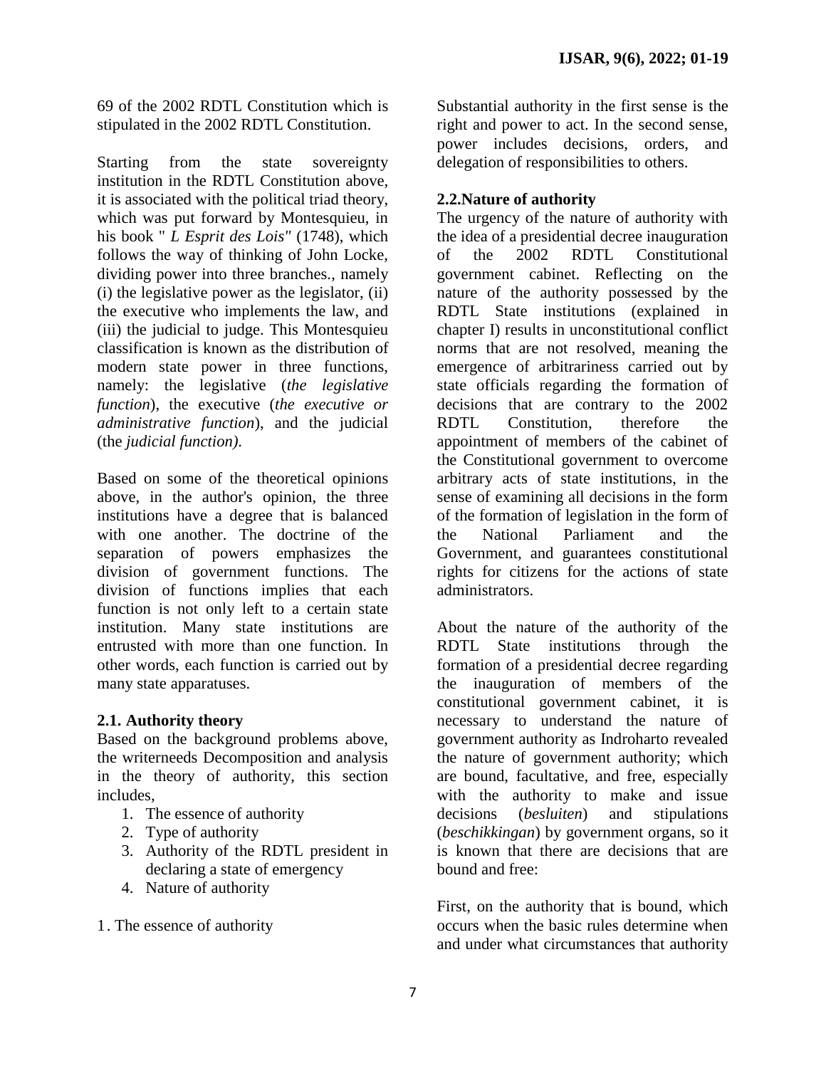69 of the 2002 RDTL Constitution which is stipulated in the 2002 RDTL Constitution.

Starting from the state sovereignty institution in the RDTL Constitution above, it is associated with the political triad theory, which was put forward by Montesquieu, in his book " *L Esprit des Lois"* (1748), which follows the way of thinking of John Locke, dividing power into three branches., namely (i) the legislative power as the legislator, (ii) the executive who implements the law, and (iii) the judicial to judge. This Montesquieu classification is known as the distribution of modern state power in three functions, namely: the legislative (*the legislative function*), the executive (*the executive or administrative function*), and the judicial (the *judicial function).*

Based on some of the theoretical opinions above, in the author's opinion, the three institutions have a degree that is balanced with one another. The doctrine of the separation of powers emphasizes the division of government functions. The division of functions implies that each function is not only left to a certain state institution. Many state institutions are entrusted with more than one function. In other words, each function is carried out by many state apparatuses.

### 2.1. Authority theory

Based on the background problems above, the writerneeds Decomposition and analysis in the theory of authority, this section includes,

1. The essence of authority
2. Type of authority
3. Authority of the RDTL president in declaring a state of emergency
4. Nature of authority

1. The essence of authority

Substantial authority in the first sense is the right and power to act. In the second sense, power includes decisions, orders, and delegation of responsibilities to others.

### 2.2.Nature of authority

The urgency of the nature of authority with the idea of a presidential decree inauguration of the 2002 RDTL Constitutional government cabinet. Reflecting on the nature of the authority possessed by the RDTL State institutions (explained in chapter I) results in unconstitutional conflict norms that are not resolved, meaning the emergence of arbitrariness carried out by state officials regarding the formation of decisions that are contrary to the 2002 RDTL Constitution, therefore the appointment of members of the cabinet of the Constitutional government to overcome arbitrary acts of state institutions, in the sense of examining all decisions in the form of the formation of legislation in the form of the National Parliament and the Government, and guarantees constitutional rights for citizens for the actions of state administrators.

About the nature of the authority of the RDTL State institutions through the formation of a presidential decree regarding the inauguration of members of the constitutional government cabinet, it is necessary to understand the nature of government authority as Indroharto revealed the nature of government authority; which are bound, facultative, and free, especially with the authority to make and issue decisions (*besluiten*) and stipulations (*beschikkingan*) by government organs, so it is known that there are decisions that are bound and free:

First, on the authority that is bound, which occurs when the basic rules determine when and under what circumstances that authority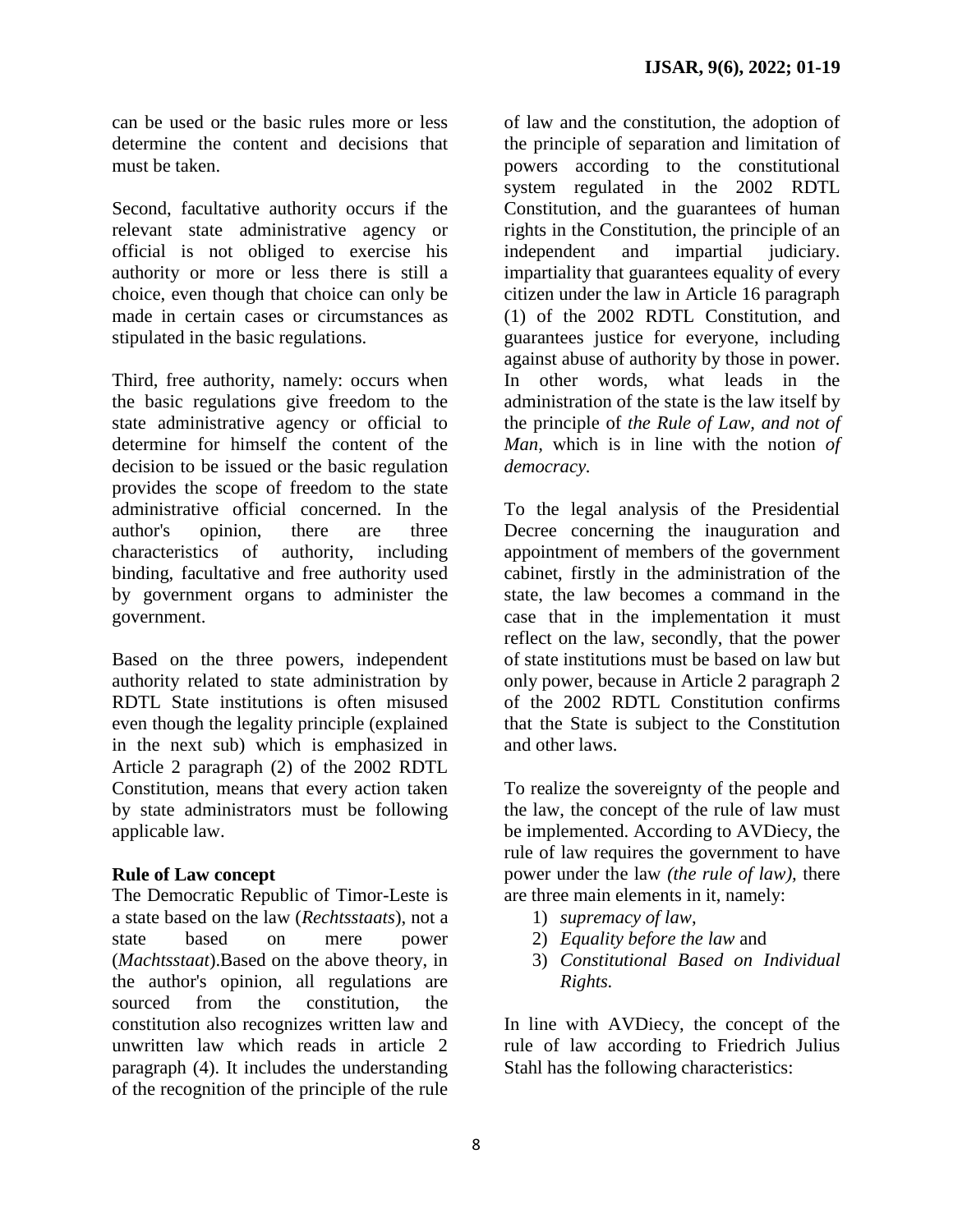can be used or the basic rules more or less determine the content and decisions that must be taken.

Second, facultative authority occurs if the relevant state administrative agency or official is not obliged to exercise his authority or more or less there is still a choice, even though that choice can only be made in certain cases or circumstances as stipulated in the basic regulations.

Third, free authority, namely: occurs when the basic regulations give freedom to the state administrative agency or official to determine for himself the content of the decision to be issued or the basic regulation provides the scope of freedom to the state administrative official concerned. In the author's opinion, there are three characteristics of authority, including binding, facultative and free authority used by government organs to administer the government.

Based on the three powers, independent authority related to state administration by RDTL State institutions is often misused even though the legality principle (explained in the next sub) which is emphasized in Article 2 paragraph (2) of the 2002 RDTL Constitution, means that every action taken by state administrators must be following applicable law.

**Rule of Law concept**

The Democratic Republic of Timor-Leste is a state based on the law (*Rechtsstaats*), not a state based on mere power (*Machtsstaat*).Based on the above theory, in the author's opinion, all regulations are sourced from the constitution, the constitution also recognizes written law and unwritten law which reads in article 2 paragraph (4). It includes the understanding of the recognition of the principle of the rule of law and the constitution, the adoption of the principle of separation and limitation of powers according to the constitutional system regulated in the 2002 RDTL Constitution, and the guarantees of human rights in the Constitution, the principle of an independent and impartial judiciary. impartiality that guarantees equality of every citizen under the law in Article 16 paragraph (1) of the 2002 RDTL Constitution, and guarantees justice for everyone, including against abuse of authority by those in power. In other words, what leads in the administration of the state is the law itself by the principle of *the Rule of Law, and not of Man*, which is in line with the notion *of democracy.*

To the legal analysis of the Presidential Decree concerning the inauguration and appointment of members of the government cabinet, firstly in the administration of the state, the law becomes a command in the case that in the implementation it must reflect on the law, secondly, that the power of state institutions must be based on law but only power, because in Article 2 paragraph 2 of the 2002 RDTL Constitution confirms that the State is subject to the Constitution and other laws.

To realize the sovereignty of the people and the law, the concept of the rule of law must be implemented. According to AVDiecy, the rule of law requires the government to have power under the law *(the rule of law)*, there are three main elements in it, namely:

1) *supremacy of law*,
2) *Equality before the law* and
3) *Constitutional Based on Individual Rights.*

In line with AVDiecy, the concept of the rule of law according to Friedrich Julius Stahl has the following characteristics: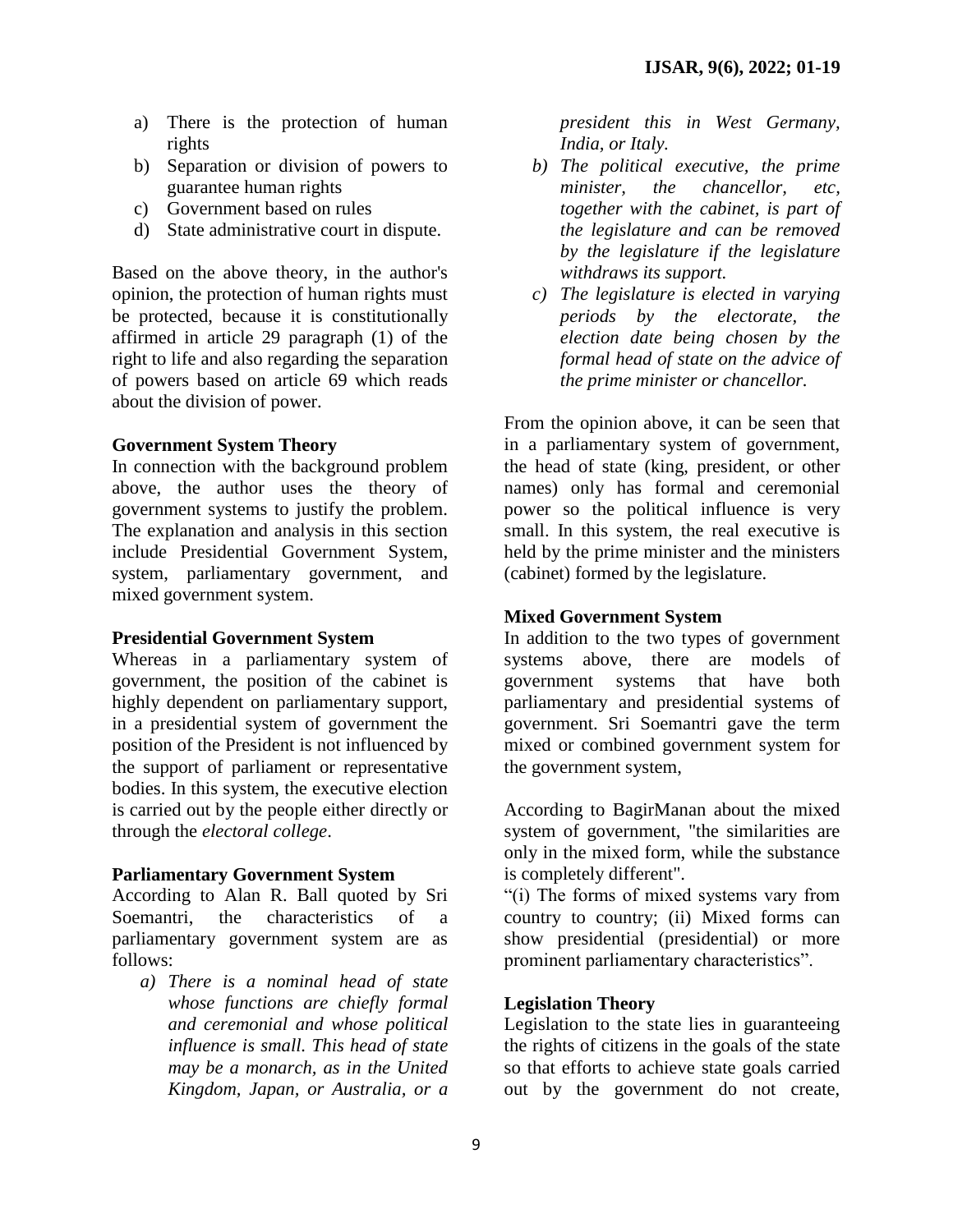a) There is the protection of human rights
b) Separation or division of powers to guarantee human rights
c) Government based on rules
d) State administrative court in dispute.

Based on the above theory, in the author's opinion, the protection of human rights must be protected, because it is constitutionally affirmed in article 29 paragraph (1) of the right to life and also regarding the separation of powers based on article 69 which reads about the division of power.

**Government System Theory**

In connection with the background problem above, the author uses the theory of government systems to justify the problem. The explanation and analysis in this section include Presidential Government System, system, parliamentary government, and mixed government system.

**Presidential Government System**

Whereas in a parliamentary system of government, the position of the cabinet is highly dependent on parliamentary support, in a presidential system of government the position of the President is not influenced by the support of parliament or representative bodies. In this system, the executive election is carried out by the people either directly or through the *electoral college*.

**Parliamentary Government System**

According to Alan R. Ball quoted by Sri Soemantri, the characteristics of a parliamentary government system are as follows:

*a) There is a nominal head of state whose functions are chiefly formal and ceremonial and whose political influence is small. This head of state may be a monarch, as in the United Kingdom, Japan, or Australia, or a president this in West Germany, India, or Italy.*
*b) The political executive, the prime minister, the chancellor, etc, together with the cabinet, is part of the legislature and can be removed by the legislature if the legislature withdraws its support.*
*c) The legislature is elected in varying periods by the electorate, the election date being chosen by the formal head of state on the advice of the prime minister or chancellor.*

From the opinion above, it can be seen that in a parliamentary system of government, the head of state (king, president, or other names) only has formal and ceremonial power so the political influence is very small. In this system, the real executive is held by the prime minister and the ministers (cabinet) formed by the legislature.

**Mixed Government System**

In addition to the two types of government systems above, there are models of government systems that have both parliamentary and presidential systems of government. Sri Soemantri gave the term mixed or combined government system for the government system,

According to BagirManan about the mixed system of government, "the similarities are only in the mixed form, while the substance is completely different".

"(i) The forms of mixed systems vary from country to country; (ii) Mixed forms can show presidential (presidential) or more prominent parliamentary characteristics".

**Legislation Theory**

Legislation to the state lies in guaranteeing the rights of citizens in the goals of the state so that efforts to achieve state goals carried out by the government do not create,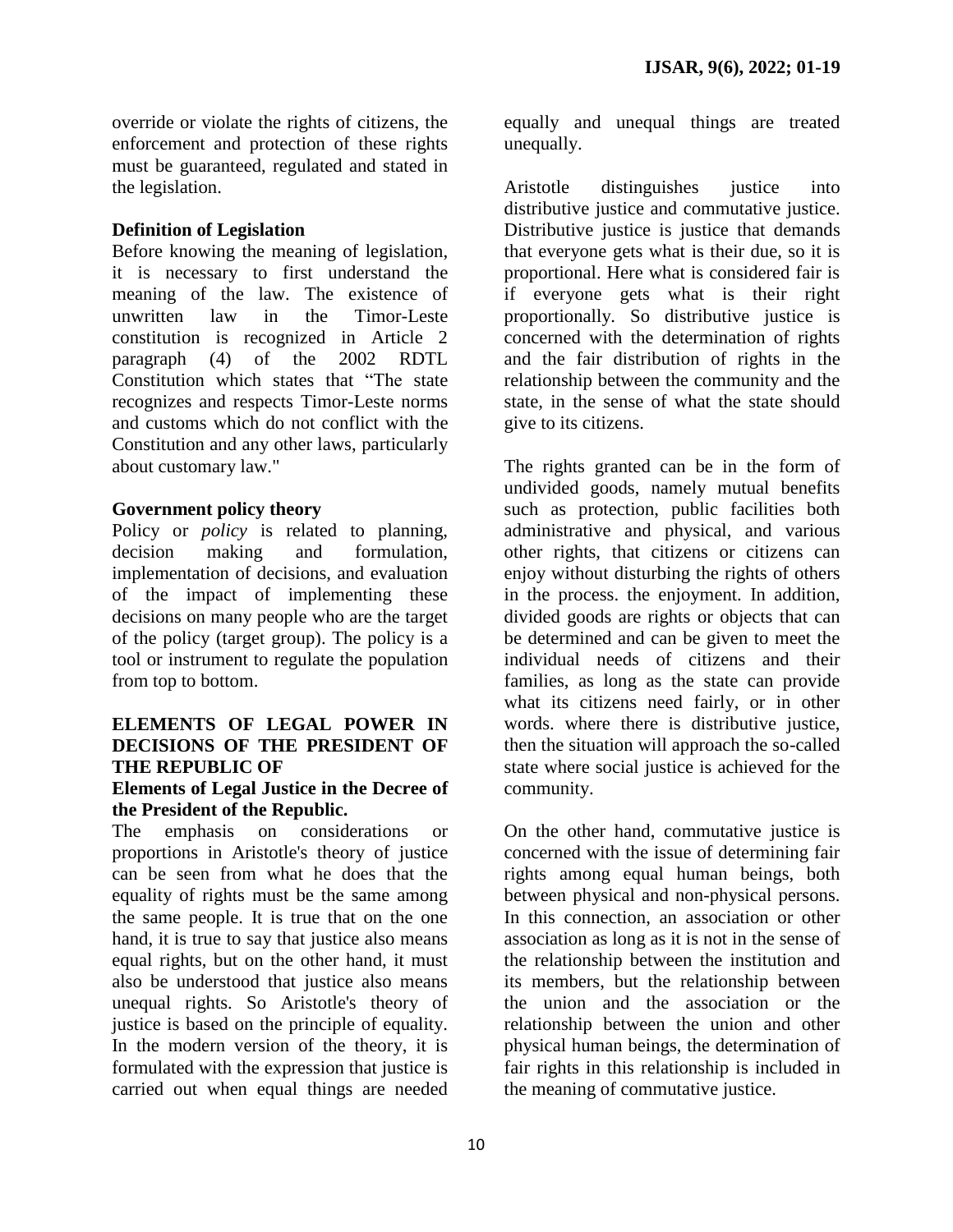override or violate the rights of citizens, the enforcement and protection of these rights must be guaranteed, regulated and stated in the legislation.

**Definition of Legislation**

Before knowing the meaning of legislation, it is necessary to first understand the meaning of the law. The existence of unwritten law in the Timor-Leste constitution is recognized in Article 2 paragraph (4) of the 2002 RDTL Constitution which states that "The state recognizes and respects Timor-Leste norms and customs which do not conflict with the Constitution and any other laws, particularly about customary law."

**Government policy theory**

Policy or *policy* is related to planning, decision making and formulation, implementation of decisions, and evaluation of the impact of implementing these decisions on many people who are the target of the policy (target group). The policy is a tool or instrument to regulate the population from top to bottom.

## ELEMENTS OF LEGAL POWER IN DECISIONS OF THE PRESIDENT OF THE REPUBLIC OF

**Elements of Legal Justice in the Decree of the President of the Republic.**

The emphasis on considerations or proportions in Aristotle's theory of justice can be seen from what he does that the equality of rights must be the same among the same people. It is true that on the one hand, it is true to say that justice also means equal rights, but on the other hand, it must also be understood that justice also means unequal rights. So Aristotle's theory of justice is based on the principle of equality. In the modern version of the theory, it is formulated with the expression that justice is carried out when equal things are needed equally and unequal things are treated unequally.

Aristotle distinguishes justice into distributive justice and commutative justice. Distributive justice is justice that demands that everyone gets what is their due, so it is proportional. Here what is considered fair is if everyone gets what is their right proportionally. So distributive justice is concerned with the determination of rights and the fair distribution of rights in the relationship between the community and the state, in the sense of what the state should give to its citizens.

The rights granted can be in the form of undivided goods, namely mutual benefits such as protection, public facilities both administrative and physical, and various other rights, that citizens or citizens can enjoy without disturbing the rights of others in the process. the enjoyment. In addition, divided goods are rights or objects that can be determined and can be given to meet the individual needs of citizens and their families, as long as the state can provide what its citizens need fairly, or in other words. where there is distributive justice, then the situation will approach the so-called state where social justice is achieved for the community.

On the other hand, commutative justice is concerned with the issue of determining fair rights among equal human beings, both between physical and non-physical persons. In this connection, an association or other association as long as it is not in the sense of the relationship between the institution and its members, but the relationship between the union and the association or the relationship between the union and other physical human beings, the determination of fair rights in this relationship is included in the meaning of commutative justice.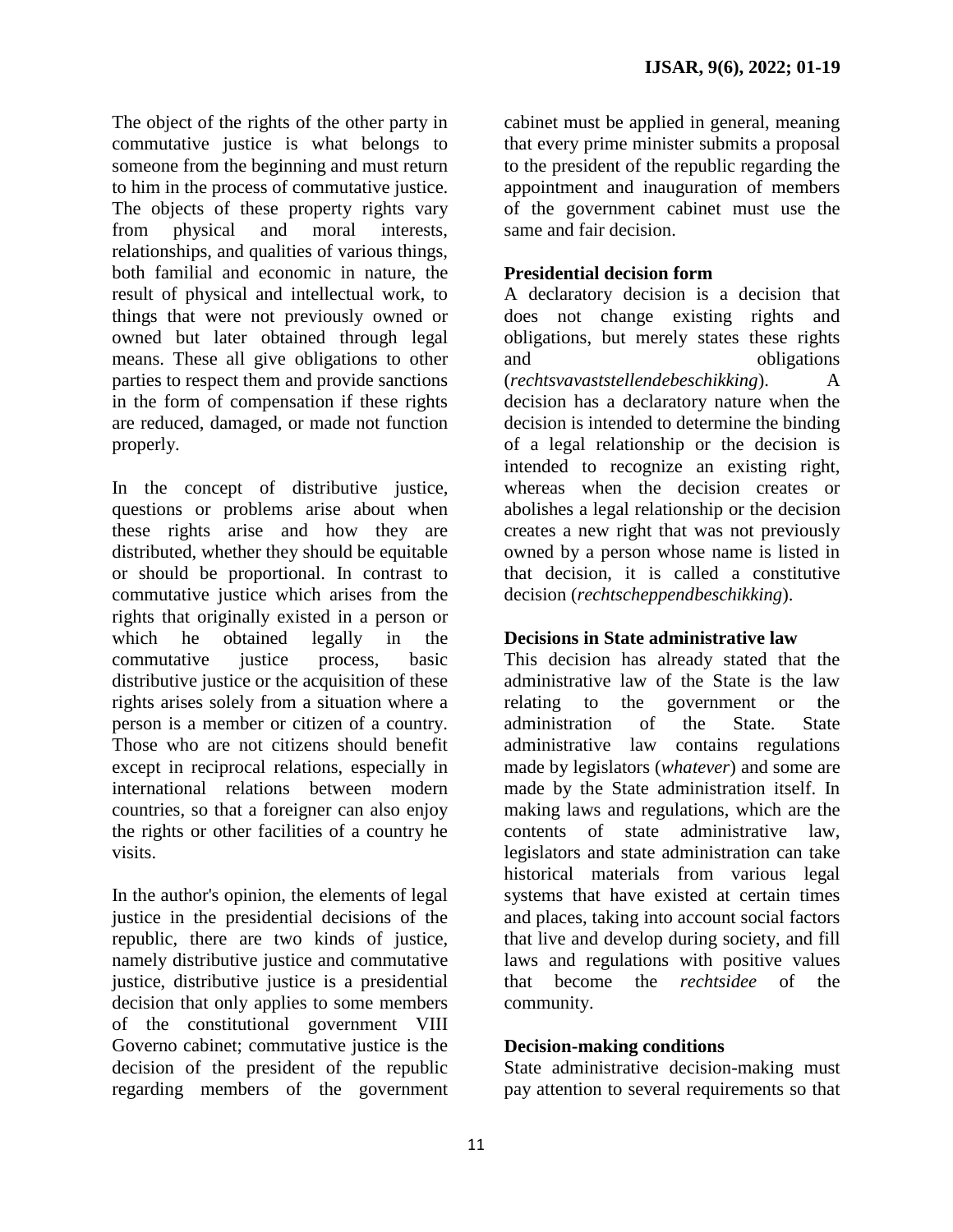The object of the rights of the other party in commutative justice is what belongs to someone from the beginning and must return to him in the process of commutative justice. The objects of these property rights vary from physical and moral interests, relationships, and qualities of various things, both familial and economic in nature, the result of physical and intellectual work, to things that were not previously owned or owned but later obtained through legal means. These all give obligations to other parties to respect them and provide sanctions in the form of compensation if these rights are reduced, damaged, or made not function properly.

In the concept of distributive justice, questions or problems arise about when these rights arise and how they are distributed, whether they should be equitable or should be proportional. In contrast to commutative justice which arises from the rights that originally existed in a person or which he obtained legally in the commutative justice process, basic distributive justice or the acquisition of these rights arises solely from a situation where a person is a member or citizen of a country. Those who are not citizens should benefit except in reciprocal relations, especially in international relations between modern countries, so that a foreigner can also enjoy the rights or other facilities of a country he visits.

In the author's opinion, the elements of legal justice in the presidential decisions of the republic, there are two kinds of justice, namely distributive justice and commutative justice, distributive justice is a presidential decision that only applies to some members of the constitutional government VIII Governo cabinet; commutative justice is the decision of the president of the republic regarding members of the government cabinet must be applied in general, meaning that every prime minister submits a proposal to the president of the republic regarding the appointment and inauguration of members of the government cabinet must use the same and fair decision.

**Presidential decision form**

A declaratory decision is a decision that does not change existing rights and obligations, but merely states these rights and obligations (*rechtsvavaststellendebeschikking*). A decision has a declaratory nature when the decision is intended to determine the binding of a legal relationship or the decision is intended to recognize an existing right, whereas when the decision creates or abolishes a legal relationship or the decision creates a new right that was not previously owned by a person whose name is listed in that decision, it is called a constitutive decision (*rechtscheppendbeschikking*).

**Decisions in State administrative law**

This decision has already stated that the administrative law of the State is the law relating to the government or the administration of the State. State administrative law contains regulations made by legislators (*whatever*) and some are made by the State administration itself. In making laws and regulations, which are the contents of state administrative law, legislators and state administration can take historical materials from various legal systems that have existed at certain times and places, taking into account social factors that live and develop during society, and fill laws and regulations with positive values that become the *rechtsidee* of the community.

**Decision-making conditions**

State administrative decision-making must pay attention to several requirements so that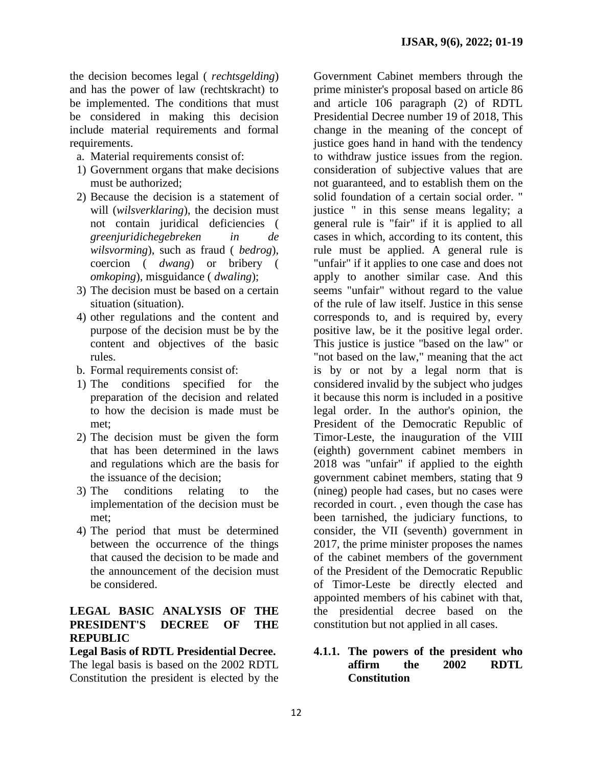the decision becomes legal ( *rechtsgelding*) and has the power of law (rechtskracht) to be implemented. The conditions that must be considered in making this decision include material requirements and formal requirements.

a. Material requirements consist of:
   1) Government organs that make decisions must be authorized;
   2) Because the decision is a statement of will (*wilsverklaring*), the decision must not contain juridical deficiencies ( *greenjuridichegebreken in de wilsvorming*), such as fraud ( *bedrog*), coercion ( *dwang*) or bribery ( *omkoping*), misguidance ( *dwaling*);
   3) The decision must be based on a certain situation (situation).
   4) other regulations and the content and purpose of the decision must be by the content and objectives of the basic rules.
b. Formal requirements consist of:
   1) The conditions specified for the preparation of the decision and related to how the decision is made must be met;
   2) The decision must be given the form that has been determined in the laws and regulations which are the basis for the issuance of the decision;
   3) The conditions relating to the implementation of the decision must be met;
   4) The period that must be determined between the occurrence of the things that caused the decision to be made and the announcement of the decision must be considered.

## LEGAL BASIC ANALYSIS OF THE PRESIDENT'S DECREE OF THE REPUBLIC

**Legal Basis of RDTL Presidential Decree.**

The legal basis is based on the 2002 RDTL Constitution the president is elected by the Government Cabinet members through the prime minister's proposal based on article 86 and article 106 paragraph (2) of RDTL Presidential Decree number 19 of 2018, This change in the meaning of the concept of justice goes hand in hand with the tendency to withdraw justice issues from the region. consideration of subjective values that are not guaranteed, and to establish them on the solid foundation of a certain social order. " justice " in this sense means legality; a general rule is "fair" if it is applied to all cases in which, according to its content, this rule must be applied. A general rule is "unfair" if it applies to one case and does not apply to another similar case. And this seems "unfair" without regard to the value of the rule of law itself. Justice in this sense corresponds to, and is required by, every positive law, be it the positive legal order. This justice is justice "based on the law" or "not based on the law," meaning that the act is by or not by a legal norm that is considered invalid by the subject who judges it because this norm is included in a positive legal order. In the author's opinion, the President of the Democratic Republic of Timor-Leste, the inauguration of the VIII (eighth) government cabinet members in 2018 was "unfair" if applied to the eighth government cabinet members, stating that 9 (nineg) people had cases, but no cases were recorded in court. , even though the case has been tarnished, the judiciary functions, to consider, the VII (seventh) government in 2017, the prime minister proposes the names of the cabinet members of the government of the President of the Democratic Republic of Timor-Leste be directly elected and appointed members of his cabinet with that, the presidential decree based on the constitution but not applied in all cases.

### 4.1.1. The powers of the president who affirm the 2002 RDTL Constitution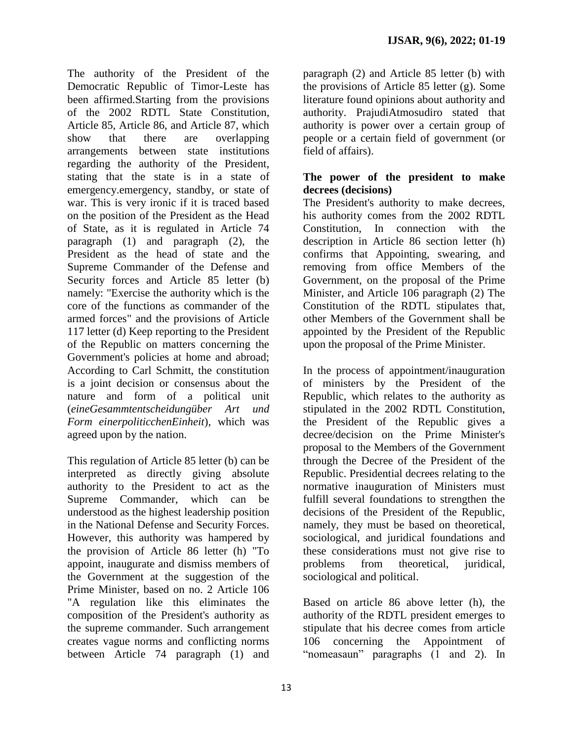The authority of the President of the Democratic Republic of Timor-Leste has been affirmed.Starting from the provisions of the 2002 RDTL State Constitution, Article 85, Article 86, and Article 87, which show that there are overlapping arrangements between state institutions regarding the authority of the President, stating that the state is in a state of emergency.emergency, standby, or state of war. This is very ironic if it is traced based on the position of the President as the Head of State, as it is regulated in Article 74 paragraph (1) and paragraph (2), the President as the head of state and the Supreme Commander of the Defense and Security forces and Article 85 letter (b) namely: "Exercise the authority which is the core of the functions as commander of the armed forces" and the provisions of Article 117 letter (d) Keep reporting to the President of the Republic on matters concerning the Government's policies at home and abroad; According to Carl Schmitt, the constitution is a joint decision or consensus about the nature and form of a political unit (*eineGesammtentscheidungüber Art und Form einerpoliticchenEinheit*), which was agreed upon by the nation.

This regulation of Article 85 letter (b) can be interpreted as directly giving absolute authority to the President to act as the Supreme Commander, which can be understood as the highest leadership position in the National Defense and Security Forces. However, this authority was hampered by the provision of Article 86 letter (h) "To appoint, inaugurate and dismiss members of the Government at the suggestion of the Prime Minister, based on no. 2 Article 106 "A regulation like this eliminates the composition of the President's authority as the supreme commander. Such arrangement creates vague norms and conflicting norms between Article 74 paragraph (1) and paragraph (2) and Article 85 letter (b) with the provisions of Article 85 letter (g). Some literature found opinions about authority and authority. PrajudiAtmosudiro stated that authority is power over a certain group of people or a certain field of government (or field of affairs).

**The power of the president to make decrees (decisions)**

The President's authority to make decrees, his authority comes from the 2002 RDTL Constitution, In connection with the description in Article 86 section letter (h) confirms that Appointing, swearing, and removing from office Members of the Government, on the proposal of the Prime Minister, and Article 106 paragraph (2) The Constitution of the RDTL stipulates that, other Members of the Government shall be appointed by the President of the Republic upon the proposal of the Prime Minister.

In the process of appointment/inauguration of ministers by the President of the Republic, which relates to the authority as stipulated in the 2002 RDTL Constitution, the President of the Republic gives a decree/decision on the Prime Minister's proposal to the Members of the Government through the Decree of the President of the Republic. Presidential decrees relating to the normative inauguration of Ministers must fulfill several foundations to strengthen the decisions of the President of the Republic, namely, they must be based on theoretical, sociological, and juridical foundations and these considerations must not give rise to problems from theoretical, juridical, sociological and political.

Based on article 86 above letter (h), the authority of the RDTL president emerges to stipulate that his decree comes from article 106 concerning the Appointment of "nomeasaun" paragraphs (1 and 2). In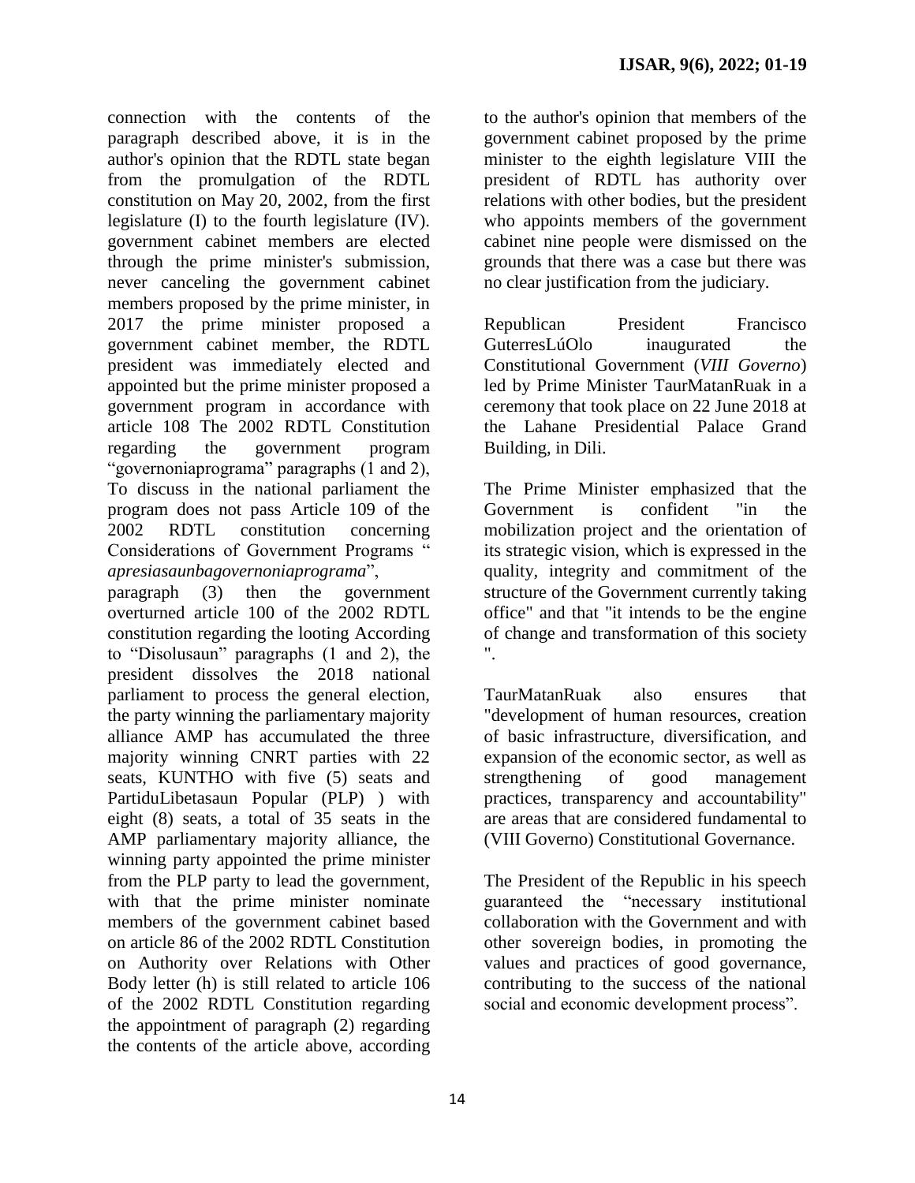connection with the contents of the paragraph described above, it is in the author's opinion that the RDTL state began from the promulgation of the RDTL constitution on May 20, 2002, from the first legislature (I) to the fourth legislature (IV). government cabinet members are elected through the prime minister's submission, never canceling the government cabinet members proposed by the prime minister, in 2017 the prime minister proposed a government cabinet member, the RDTL president was immediately elected and appointed but the prime minister proposed a government program in accordance with article 108 The 2002 RDTL Constitution regarding the government program "governoniaprograma" paragraphs (1 and 2), To discuss in the national parliament the program does not pass Article 109 of the 2002 RDTL constitution concerning Considerations of Government Programs "*apresiasaunbagovernoniaprograma*", paragraph (3) then the government overturned article 100 of the 2002 RDTL constitution regarding the looting According to "Disolusaun" paragraphs (1 and 2), the president dissolves the 2018 national parliament to process the general election, the party winning the parliamentary majority alliance AMP has accumulated the three majority winning CNRT parties with 22 seats, KUNTHO with five (5) seats and PartiduLibetasaun Popular (PLP) ) with eight (8) seats, a total of 35 seats in the AMP parliamentary majority alliance, the winning party appointed the prime minister from the PLP party to lead the government, with that the prime minister nominate members of the government cabinet based on article 86 of the 2002 RDTL Constitution on Authority over Relations with Other Body letter (h) is still related to article 106 of the 2002 RDTL Constitution regarding the appointment of paragraph (2) regarding the contents of the article above, according to the author's opinion that members of the government cabinet proposed by the prime minister to the eighth legislature VIII the president of RDTL has authority over relations with other bodies, but the president who appoints members of the government cabinet nine people were dismissed on the grounds that there was a case but there was no clear justification from the judiciary.

Republican President Francisco GuterresLúOlo inaugurated the Constitutional Government (*VIII Governo*) led by Prime Minister TaurMatanRuak in a ceremony that took place on 22 June 2018 at the Lahane Presidential Palace Grand Building, in Dili.

The Prime Minister emphasized that the Government is confident "in the mobilization project and the orientation of its strategic vision, which is expressed in the quality, integrity and commitment of the structure of the Government currently taking office" and that "it intends to be the engine of change and transformation of this society ".

TaurMatanRuak also ensures that "development of human resources, creation of basic infrastructure, diversification, and expansion of the economic sector, as well as strengthening of good management practices, transparency and accountability" are areas that are considered fundamental to (VIII Governo) Constitutional Governance.

The President of the Republic in his speech guaranteed the "necessary institutional collaboration with the Government and with other sovereign bodies, in promoting the values and practices of good governance, contributing to the success of the national social and economic development process".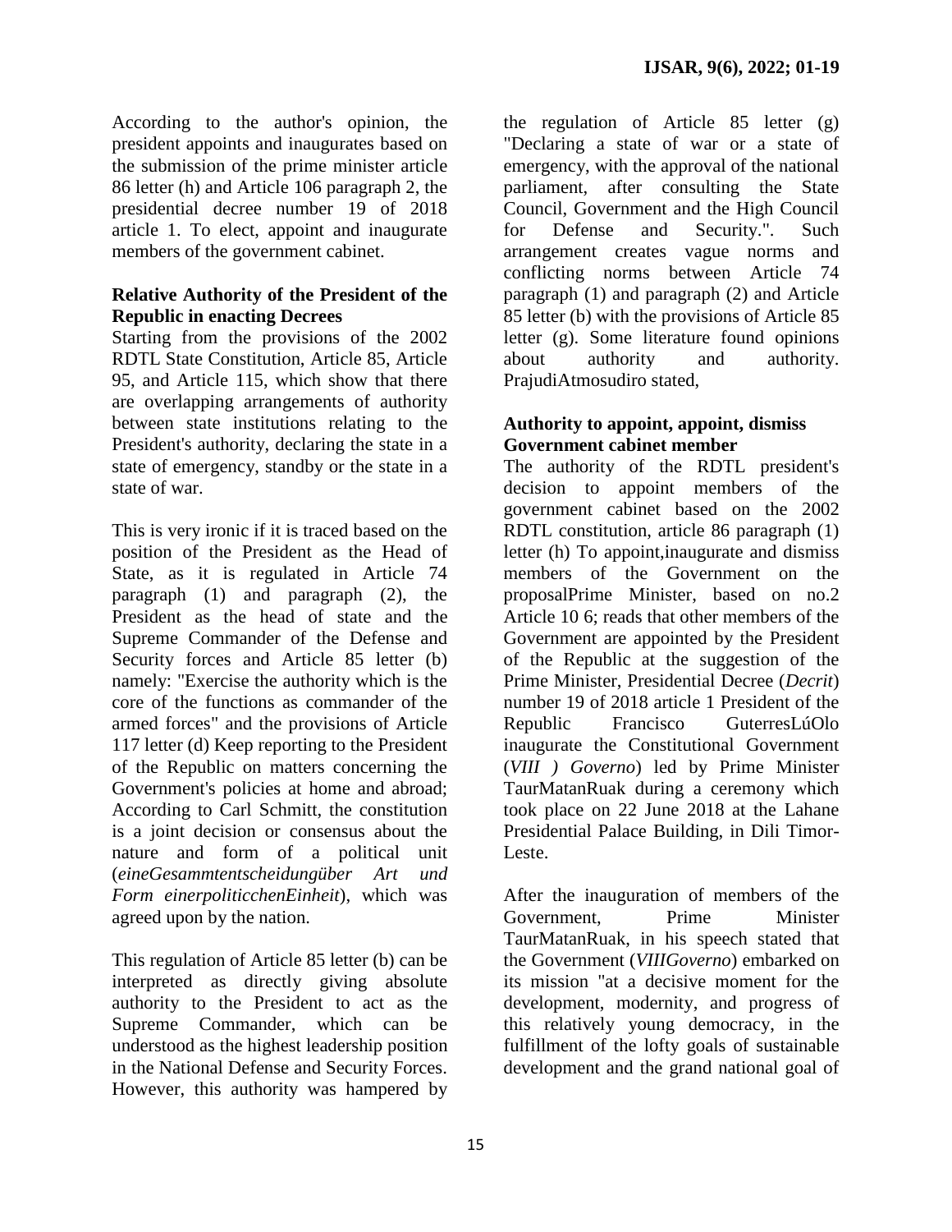According to the author's opinion, the president appoints and inaugurates based on the submission of the prime minister article 86 letter (h) and Article 106 paragraph 2, the presidential decree number 19 of 2018 article 1. To elect, appoint and inaugurate members of the government cabinet.

### Relative Authority of the President of the Republic in enacting Decrees

Starting from the provisions of the 2002 RDTL State Constitution, Article 85, Article 95, and Article 115, which show that there are overlapping arrangements of authority between state institutions relating to the President's authority, declaring the state in a state of emergency, standby or the state in a state of war.

This is very ironic if it is traced based on the position of the President as the Head of State, as it is regulated in Article 74 paragraph (1) and paragraph (2), the President as the head of state and the Supreme Commander of the Defense and Security forces and Article 85 letter (b) namely: "Exercise the authority which is the core of the functions as commander of the armed forces" and the provisions of Article 117 letter (d) Keep reporting to the President of the Republic on matters concerning the Government's policies at home and abroad; According to Carl Schmitt, the constitution is a joint decision or consensus about the nature and form of a political unit (*eineGesammtentscheidungüber Art und Form einerpoliticchenEinheit*), which was agreed upon by the nation.

This regulation of Article 85 letter (b) can be interpreted as directly giving absolute authority to the President to act as the Supreme Commander, which can be understood as the highest leadership position in the National Defense and Security Forces. However, this authority was hampered by the regulation of Article 85 letter (g) "Declaring a state of war or a state of emergency, with the approval of the national parliament, after consulting the State Council, Government and the High Council for Defense and Security.". Such arrangement creates vague norms and conflicting norms between Article 74 paragraph (1) and paragraph (2) and Article 85 letter (b) with the provisions of Article 85 letter (g). Some literature found opinions about authority and authority. PrajudiAtmosudiro stated,

### Authority to appoint, appoint, dismiss Government cabinet member

The authority of the RDTL president's decision to appoint members of the government cabinet based on the 2002 RDTL constitution, article 86 paragraph (1) letter (h) To appoint,inaugurate and dismiss members of the Government on the proposalPrime Minister, based on no.2 Article 10 6; reads that other members of the Government are appointed by the President of the Republic at the suggestion of the Prime Minister, Presidential Decree (*Decrit*) number 19 of 2018 article 1 President of the Republic Francisco GuterresLúOlo inaugurate the Constitutional Government (*VIII ) Governo*) led by Prime Minister TaurMatanRuak during a ceremony which took place on 22 June 2018 at the Lahane Presidential Palace Building, in Dili Timor-Leste.

After the inauguration of members of the Government, Prime Minister TaurMatanRuak, in his speech stated that the Government (*VIIIGoverno*) embarked on its mission "at a decisive moment for the development, modernity, and progress of this relatively young democracy, in the fulfillment of the lofty goals of sustainable development and the grand national goal of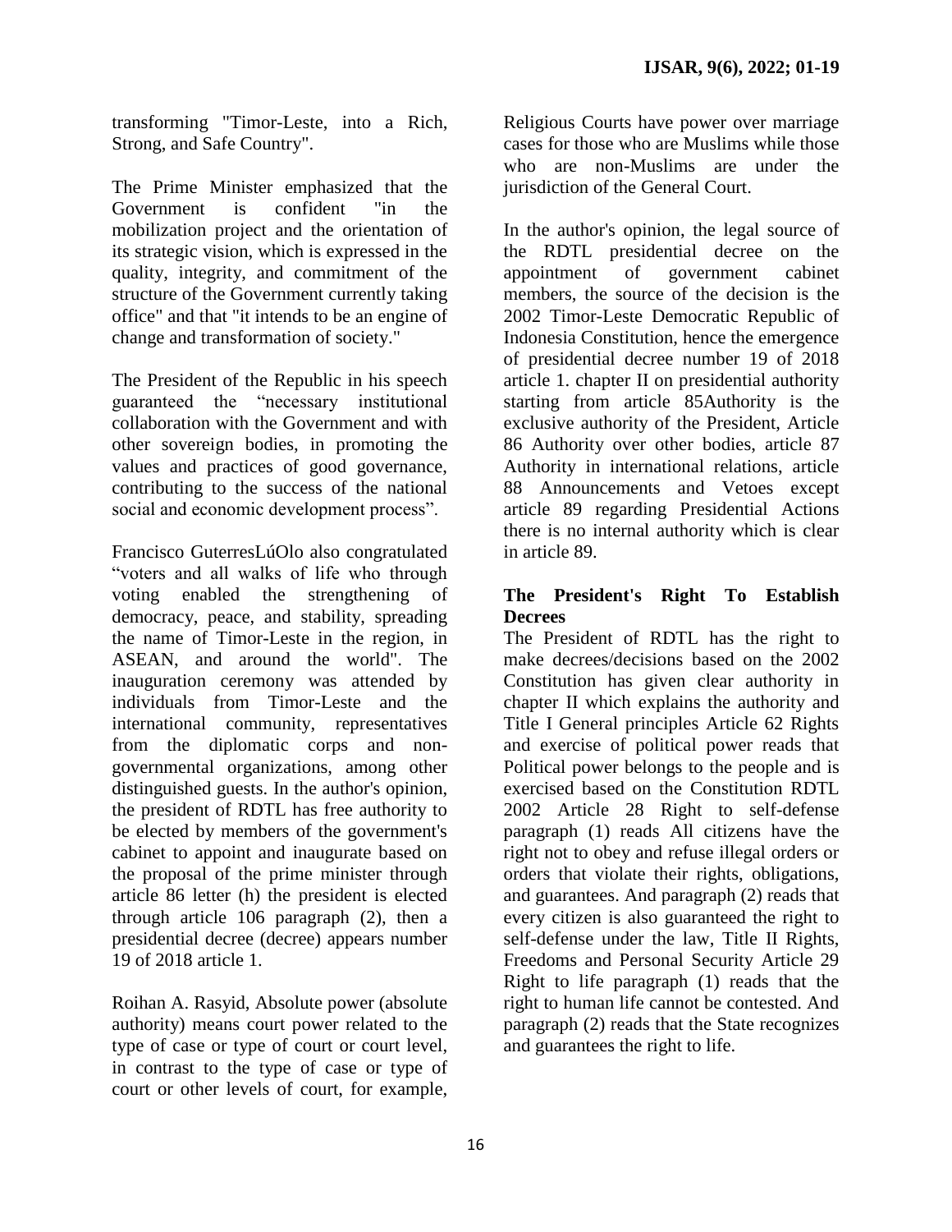transforming "Timor-Leste, into a Rich, Strong, and Safe Country".

The Prime Minister emphasized that the Government is confident "in the mobilization project and the orientation of its strategic vision, which is expressed in the quality, integrity, and commitment of the structure of the Government currently taking office" and that "it intends to be an engine of change and transformation of society."

The President of the Republic in his speech guaranteed the "necessary institutional collaboration with the Government and with other sovereign bodies, in promoting the values and practices of good governance, contributing to the success of the national social and economic development process".

Francisco GuterresLúOlo also congratulated "voters and all walks of life who through voting enabled the strengthening of democracy, peace, and stability, spreading the name of Timor-Leste in the region, in ASEAN, and around the world". The inauguration ceremony was attended by individuals from Timor-Leste and the international community, representatives from the diplomatic corps and non-governmental organizations, among other distinguished guests. In the author's opinion, the president of RDTL has free authority to be elected by members of the government's cabinet to appoint and inaugurate based on the proposal of the prime minister through article 86 letter (h) the president is elected through article 106 paragraph (2), then a presidential decree (decree) appears number 19 of 2018 article 1.

Roihan A. Rasyid, Absolute power (absolute authority) means court power related to the type of case or type of court or court level, in contrast to the type of case or type of court or other levels of court, for example, Religious Courts have power over marriage cases for those who are Muslims while those who are non-Muslims are under the jurisdiction of the General Court.

In the author's opinion, the legal source of the RDTL presidential decree on the appointment of government cabinet members, the source of the decision is the 2002 Timor-Leste Democratic Republic of Indonesia Constitution, hence the emergence of presidential decree number 19 of 2018 article 1. chapter II on presidential authority starting from article 85Authority is the exclusive authority of the President, Article 86 Authority over other bodies, article 87 Authority in international relations, article 88 Announcements and Vetoes except article 89 regarding Presidential Actions there is no internal authority which is clear in article 89.

## The President's Right To Establish Decrees

The President of RDTL has the right to make decrees/decisions based on the 2002 Constitution has given clear authority in chapter II which explains the authority and Title I General principles Article 62 Rights and exercise of political power reads that Political power belongs to the people and is exercised based on the Constitution RDTL 2002 Article 28 Right to self-defense paragraph (1) reads All citizens have the right not to obey and refuse illegal orders or orders that violate their rights, obligations, and guarantees. And paragraph (2) reads that every citizen is also guaranteed the right to self-defense under the law, Title II Rights, Freedoms and Personal Security Article 29 Right to life paragraph (1) reads that the right to human life cannot be contested. And paragraph (2) reads that the State recognizes and guarantees the right to life.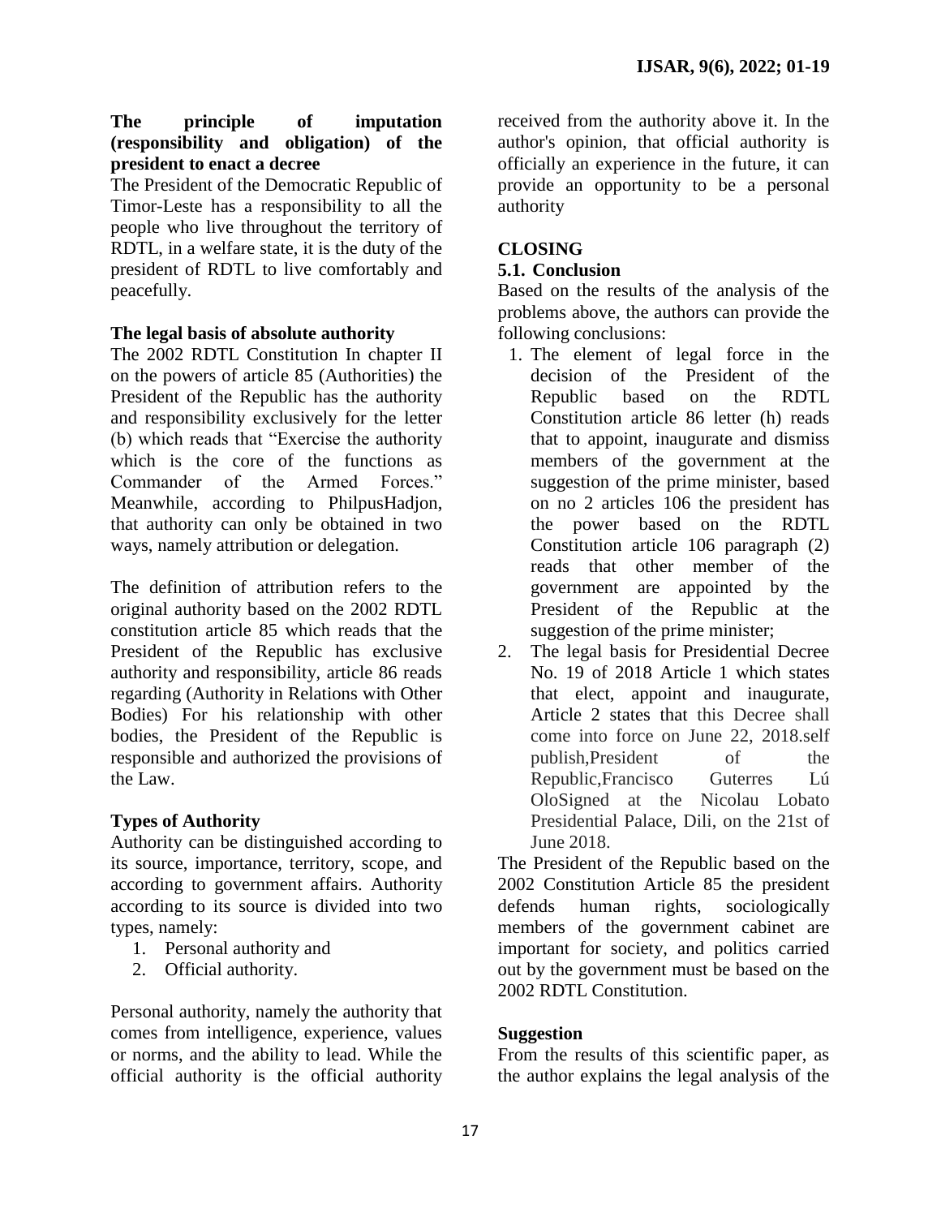**The principle of imputation (responsibility and obligation) of the president to enact a decree**

The President of the Democratic Republic of Timor-Leste has a responsibility to all the people who live throughout the territory of RDTL, in a welfare state, it is the duty of the president of RDTL to live comfortably and peacefully.

**The legal basis of absolute authority**

The 2002 RDTL Constitution In chapter II on the powers of article 85 (Authorities) the President of the Republic has the authority and responsibility exclusively for the letter (b) which reads that "Exercise the authority which is the core of the functions as Commander of the Armed Forces." Meanwhile, according to PhilpusHadjon, that authority can only be obtained in two ways, namely attribution or delegation.

The definition of attribution refers to the original authority based on the 2002 RDTL constitution article 85 which reads that the President of the Republic has exclusive authority and responsibility, article 86 reads regarding (Authority in Relations with Other Bodies) For his relationship with other bodies, the President of the Republic is responsible and authorized the provisions of the Law.

**Types of Authority**

Authority can be distinguished according to its source, importance, territory, scope, and according to government affairs. Authority according to its source is divided into two types, namely:

1. Personal authority and
2. Official authority.

Personal authority, namely the authority that comes from intelligence, experience, values or norms, and the ability to lead. While the official authority is the official authority received from the authority above it. In the author's opinion, that official authority is officially an experience in the future, it can provide an opportunity to be a personal authority

## CLOSING

### 5.1. Conclusion

Based on the results of the analysis of the problems above, the authors can provide the following conclusions:

1. The element of legal force in the decision of the President of the Republic based on the RDTL Constitution article 86 letter (h) reads that to appoint, inaugurate and dismiss members of the government at the suggestion of the prime minister, based on no 2 articles 106 the president has the power based on the RDTL Constitution article 106 paragraph (2) reads that other member of the government are appointed by the President of the Republic at the suggestion of the prime minister;
2. The legal basis for Presidential Decree No. 19 of 2018 Article 1 which states that elect, appoint and inaugurate, Article 2 states that this Decree shall come into force on June 22, 2018.self publish,President of the Republic,Francisco Guterres Lú OloSigned at the Nicolau Lobato Presidential Palace, Dili, on the 21st of June 2018.

The President of the Republic based on the 2002 Constitution Article 85 the president defends human rights, sociologically members of the government cabinet are important for society, and politics carried out by the government must be based on the 2002 RDTL Constitution.

**Suggestion**

From the results of this scientific paper, as the author explains the legal analysis of the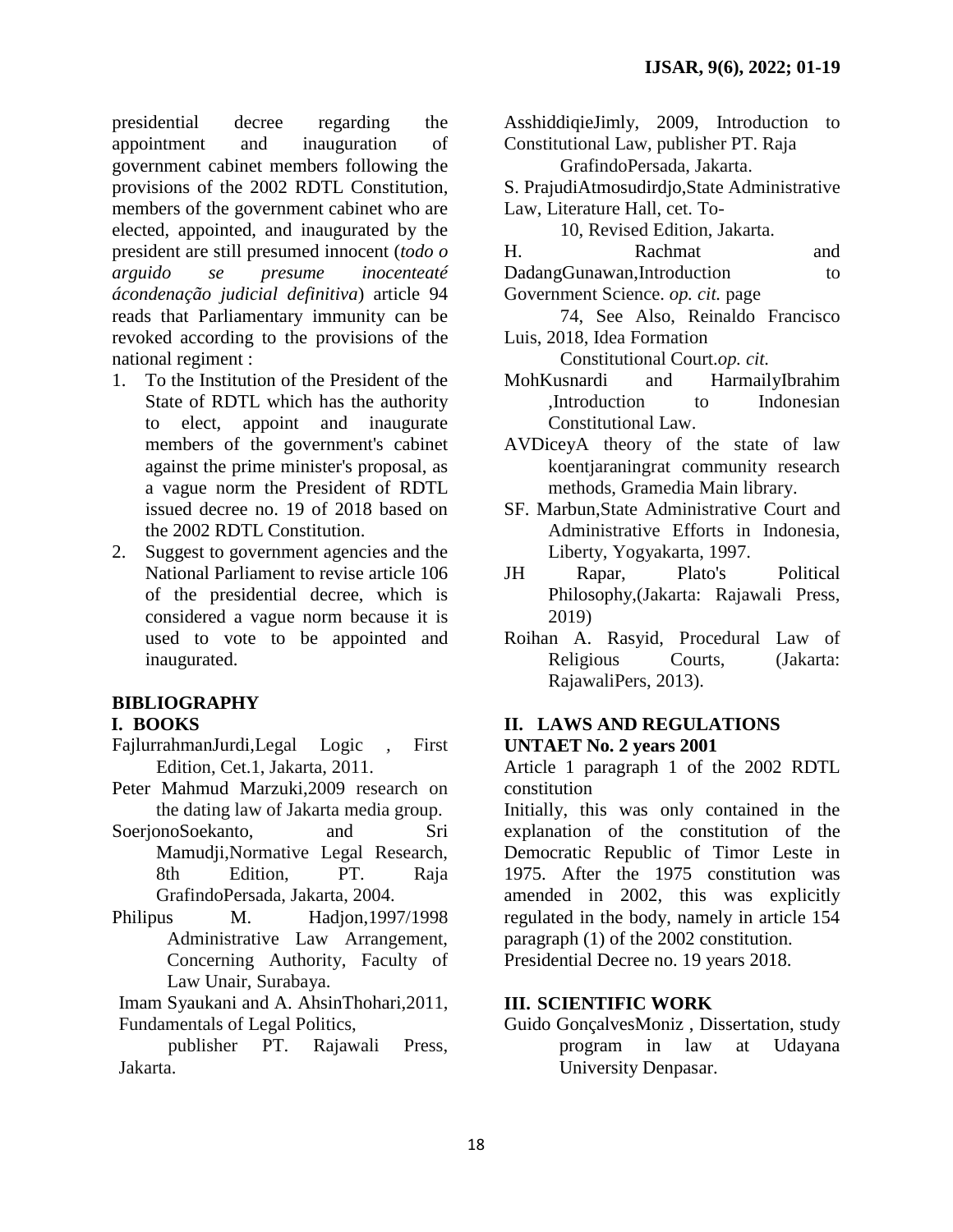presidential decree regarding the appointment and inauguration of government cabinet members following the provisions of the 2002 RDTL Constitution, members of the government cabinet who are elected, appointed, and inaugurated by the president are still presumed innocent (*todo o arguido se presume inocenteaté ácondenação judicial definitiva*) article 94 reads that Parliamentary immunity can be revoked according to the provisions of the national regiment :

1. To the Institution of the President of the State of RDTL which has the authority to elect, appoint and inaugurate members of the government's cabinet against the prime minister's proposal, as a vague norm the President of RDTL issued decree no. 19 of 2018 based on the 2002 RDTL Constitution.
2. Suggest to government agencies and the National Parliament to revise article 106 of the presidential decree, which is considered a vague norm because it is used to vote to be appointed and inaugurated.

## BIBLIOGRAPHY

### I. BOOKS

FajlurrahmanJurdi,Legal Logic , First Edition, Cet.1, Jakarta, 2011.

Peter Mahmud Marzuki,2009 research on the dating law of Jakarta media group.

SoerjonoSoekanto, and Sri Mamudji,Normative Legal Research, 8th Edition, PT. Raja GrafindoPersada, Jakarta, 2004.

Philipus M. Hadjon,1997/1998 Administrative Law Arrangement, Concerning Authority, Faculty of Law Unair, Surabaya.

Imam Syaukani and A. AhsinThohari,2011, Fundamentals of Legal Politics, publisher PT. Rajawali Press, Jakarta.

AsshiddiqieJimly, 2009, Introduction to Constitutional Law, publisher PT. Raja GrafindoPersada, Jakarta.

S. PrajudiAtmosudirdjo,State Administrative Law, Literature Hall, cet. To-10, Revised Edition, Jakarta.

H. Rachmat and DadangGunawan,Introduction to Government Science. *op. cit.* page 74, See Also, Reinaldo Francisco Luis, 2018, Idea Formation Constitutional Court.*op. cit.*

MohKusnardi and HarmailyIbrahim ,Introduction to Indonesian Constitutional Law.

AVDiceyA theory of the state of law koentjaraningrat community research methods, Gramedia Main library.

SF. Marbun,State Administrative Court and Administrative Efforts in Indonesia, Liberty, Yogyakarta, 1997.

JH Rapar, Plato's Political Philosophy,(Jakarta: Rajawali Press, 2019)

Roihan A. Rasyid, Procedural Law of Religious Courts, (Jakarta: RajawaliPers, 2013).

### II. LAWS AND REGULATIONS

**UNTAET No. 2 years 2001**

Article 1 paragraph 1 of the 2002 RDTL constitution

Initially, this was only contained in the explanation of the constitution of the Democratic Republic of Timor Leste in 1975. After the 1975 constitution was amended in 2002, this was explicitly regulated in the body, namely in article 154 paragraph (1) of the 2002 constitution.

Presidential Decree no. 19 years 2018.

### III. SCIENTIFIC WORK

Guido GonçalvesMoniz , Dissertation, study program in law at Udayana University Denpasar.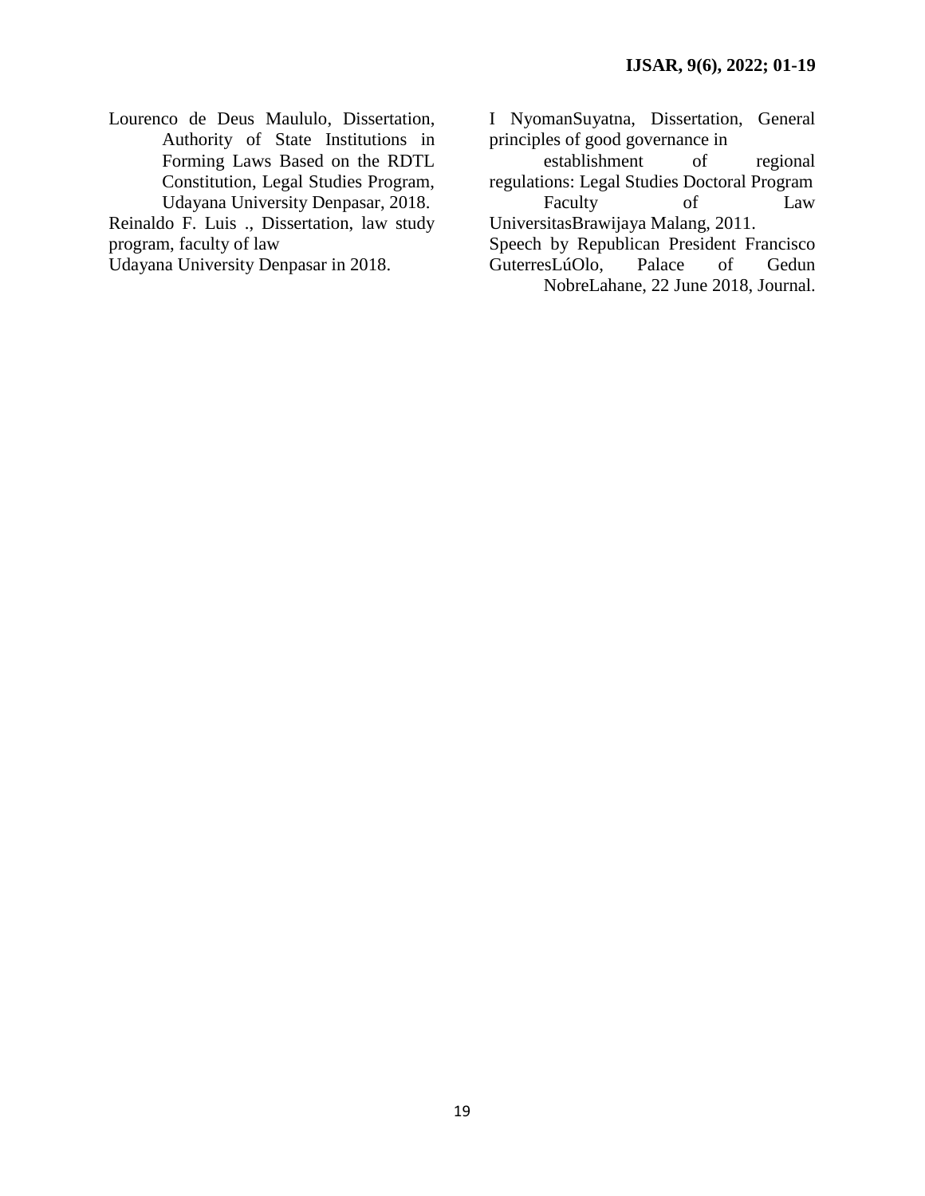Lourenco de Deus Maululo, Dissertation, Authority of State Institutions in Forming Laws Based on the RDTL Constitution, Legal Studies Program, Udayana University Denpasar, 2018.

Reinaldo F. Luis ., Dissertation, law study program, faculty of law Udayana University Denpasar in 2018.

I NyomanSuyatna, Dissertation, General principles of good governance in establishment of regional regulations: Legal Studies Doctoral Program Faculty of Law UniversitasBrawijaya Malang, 2011.

Speech by Republican President Francisco GuterresLúOlo, Palace of Gedun NobreLahane, 22 June 2018, Journal.